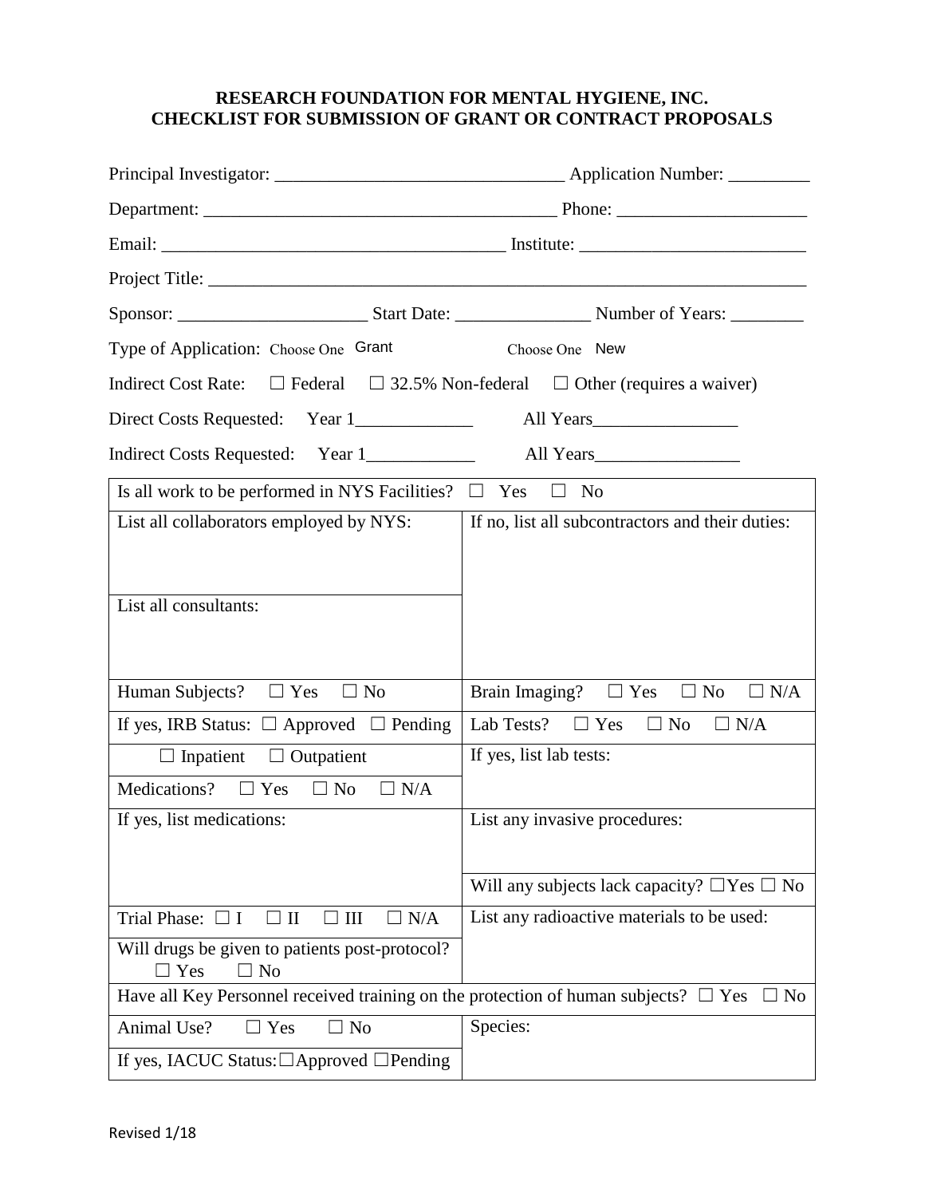**RESEARCH FOUNDATION FOR MENTAL HYGIENE, INC.**
**CHECKLIST FOR SUBMISSION OF GRANT OR CONTRACT PROPOSALS**

Principal Investigator: ________________________________ Application Number: _________

Department: ________________________________________ Phone: _____________________

Email: ______________________________________ Institute: _________________________

Project Title: ____________________________________________________________________

Sponsor: _____________________ Start Date: _______________ Number of Years: ________

Type of Application: Choose One Grant Choose One New

Indirect Cost Rate: ☐ Federal ☐ 32.5% Non-federal ☐ Other (requires a waiver)

Direct Costs Requested: Year 1_____________ All Years________________

Indirect Costs Requested: Year 1____________ All Years________________

| Is all work to be performed in NYS Facilities? ☐ Yes ☐ No | |
|---|---|
| List all collaborators employed by NYS: | If no, list all subcontractors and their duties: |
| List all consultants: | |
| Human Subjects? ☐ Yes ☐ No | Brain Imaging? ☐ Yes ☐ No ☐ N/A |
| If yes, IRB Status: ☐ Approved ☐ Pending | Lab Tests? ☐ Yes ☐ No ☐ N/A |
| ☐ Inpatient ☐ Outpatient | If yes, list lab tests: |
| Medications? ☐ Yes ☐ No ☐ N/A | |
| If yes, list medications: | List any invasive procedures: |
| | Will any subjects lack capacity? ☐Yes ☐ No |
| Trial Phase: ☐ I ☐ II ☐ III ☐ N/A | List any radioactive materials to be used: |
| Will drugs be given to patients post-protocol? ☐ Yes ☐ No | |
| Have all Key Personnel received training on the protection of human subjects? ☐ Yes ☐ No | |
| Animal Use? ☐ Yes ☐ No | Species: |
| If yes, IACUC Status: ☐Approved ☐Pending | |

Revised 1/18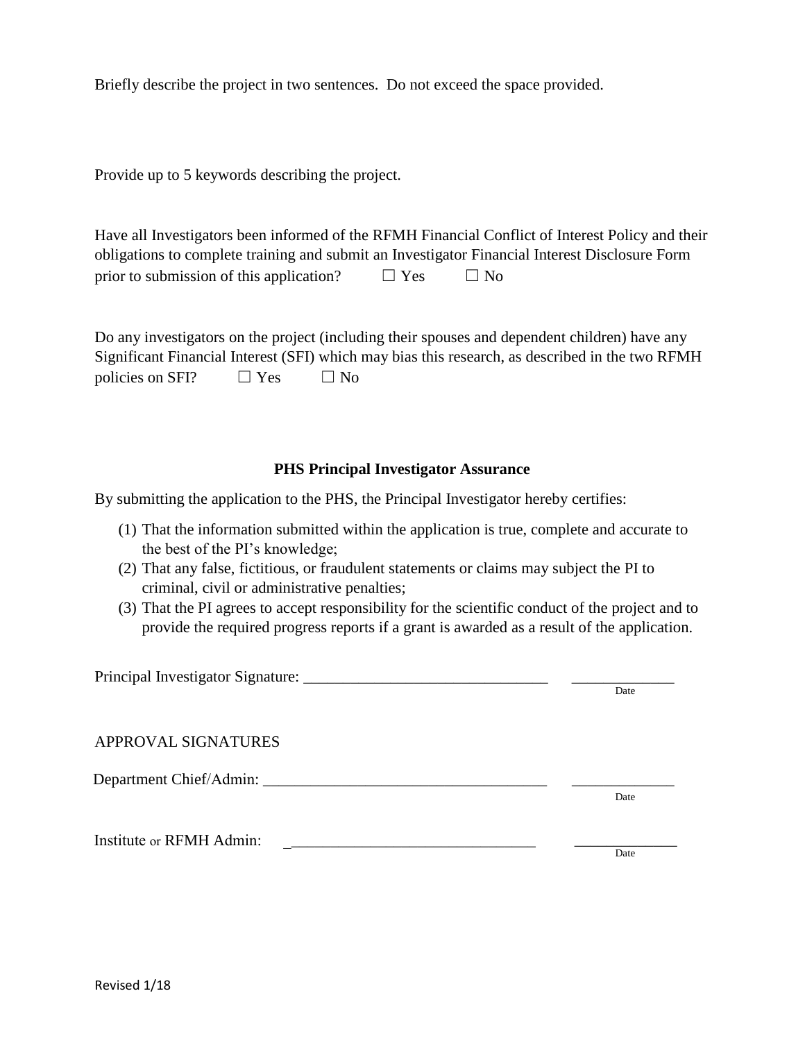Briefly describe the project in two sentences. Do not exceed the space provided.

Provide up to 5 keywords describing the project.

Have all Investigators been informed of the RFMH Financial Conflict of Interest Policy and their obligations to complete training and submit an Investigator Financial Interest Disclosure Form prior to submission of this application? ☐ Yes ☐ No

Do any investigators on the project (including their spouses and dependent children) have any Significant Financial Interest (SFI) which may bias this research, as described in the two RFMH policies on SFI? ☐ Yes ☐ No

**PHS Principal Investigator Assurance**

By submitting the application to the PHS, the Principal Investigator hereby certifies:

(1) That the information submitted within the application is true, complete and accurate to the best of the PI's knowledge;
(2) That any false, fictitious, or fraudulent statements or claims may subject the PI to criminal, civil or administrative penalties;
(3) That the PI agrees to accept responsibility for the scientific conduct of the project and to provide the required progress reports if a grant is awarded as a result of the application.

Principal Investigator Signature: _______________________________ _____________
Date

APPROVAL SIGNATURES

Department Chief/Admin: ____________________________________ _____________
Date

Institute or RFMH Admin: _______________________________ _____________
Date

Revised 1/18